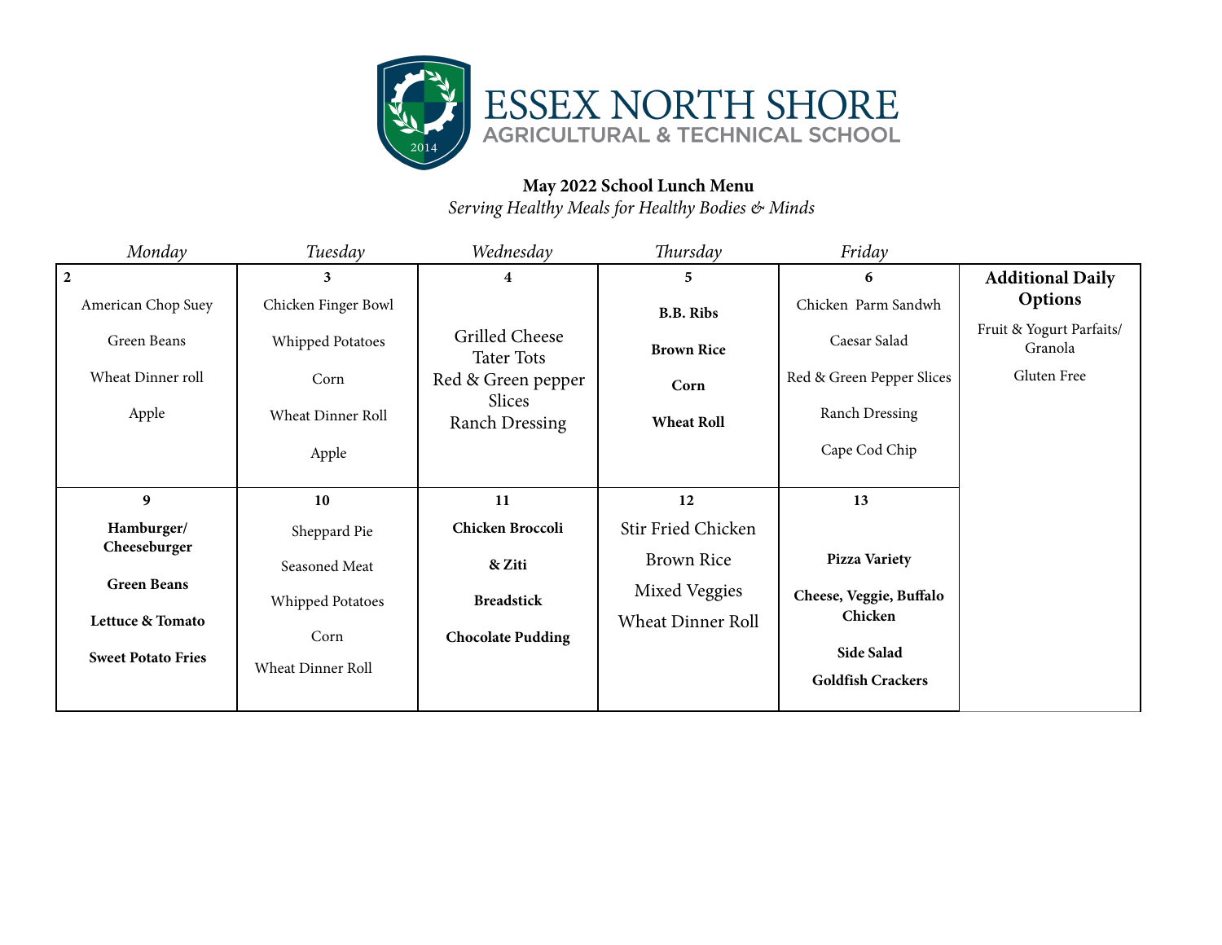# ESSEX NORTH SHORE
## AGRICULTURAL & TECHNICAL SCHOOL

**May 2022 School Lunch Menu**

*Serving Healthy Meals for Healthy Bodies & Minds*

| Monday | Tuesday | Wednesday | Thursday | Friday | |
|---|---|---|---|---|---|
| **2**<br>American Chop Suey<br>Green Beans<br>Wheat Dinner roll<br>Apple | **3**<br>Chicken Finger Bowl<br>Whipped Potatoes<br>Corn<br>Wheat Dinner Roll<br>Apple | **4**<br>Grilled Cheese<br>Tater Tots<br>Red & Green pepper Slices<br>Ranch Dressing | **5**<br>**B.B. Ribs**<br>**Brown Rice**<br>**Corn**<br>**Wheat Roll** | **6**<br>Chicken Parm Sandwh<br>Caesar Salad<br>Red & Green Pepper Slices<br>Ranch Dressing<br>Cape Cod Chip | **Additional Daily Options**<br>Fruit & Yogurt Parfaits/ Granola<br>Gluten Free |
| **9**<br>**Hamburger/ Cheeseburger**<br>**Green Beans**<br>**Lettuce & Tomato**<br>**Sweet Potato Fries** | **10**<br>Sheppard Pie<br>Seasoned Meat<br>Whipped Potatoes<br>Corn<br>Wheat Dinner Roll | **11**<br>**Chicken Broccoli**<br>**& Ziti**<br>**Breadstick**<br>**Chocolate Pudding** | **12**<br>Stir Fried Chicken<br>Brown Rice<br>Mixed Veggies<br>Wheat Dinner Roll | **13**<br>**Pizza Variety**<br>**Cheese, Veggie, Buffalo Chicken**<br>**Side Salad**<br>**Goldfish Crackers** | |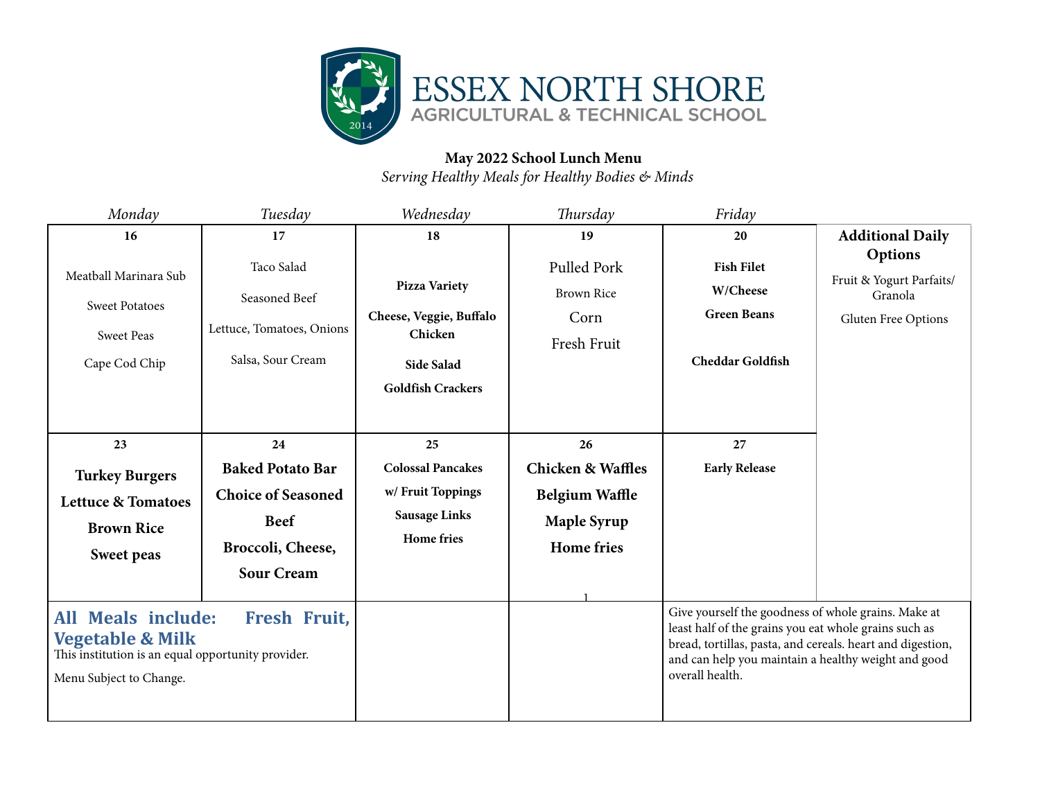# ESSEX NORTH SHORE
## AGRICULTURAL & TECHNICAL SCHOOL

**May 2022 School Lunch Menu**

*Serving Healthy Meals for Healthy Bodies & Minds*

| *Monday* | *Tuesday* | *Wednesday* | *Thursday* | *Friday* | |
|---|---|---|---|---|---|
| **16**<br><br>Meatball Marinara Sub<br><br>Sweet Potatoes<br><br>Sweet Peas<br><br>Cape Cod Chip | **17**<br><br>Taco Salad<br><br>Seasoned Beef<br><br>Lettuce, Tomatoes, Onions<br><br>Salsa, Sour Cream | **18**<br><br>**Pizza Variety**<br><br>**Cheese, Veggie, Buffalo Chicken**<br><br>**Side Salad**<br><br>**Goldfish Crackers** | **19**<br><br>Pulled Pork<br><br>Brown Rice<br><br>Corn<br><br>Fresh Fruit | **20**<br><br>**Fish Filet**<br><br>**W/Cheese**<br><br>**Green Beans**<br><br>**Cheddar Goldfish** | **Additional Daily Options**<br><br>Fruit & Yogurt Parfaits/ Granola<br><br>Gluten Free Options |
| **23**<br><br>**Turkey Burgers**<br><br>**Lettuce & Tomatoes**<br><br>**Brown Rice**<br><br>**Sweet peas** | **24**<br><br>**Baked Potato Bar**<br><br>**Choice of Seasoned Beef**<br><br>**Broccoli, Cheese, Sour Cream** | **25**<br><br>**Colossal Pancakes**<br><br>**w/ Fruit Toppings**<br><br>**Sausage Links**<br><br>**Home fries** | **26**<br><br>**Chicken & Waffles**<br><br>**Belgium Waffle**<br><br>**Maple Syrup**<br><br>**Home fries** | **27**<br><br>**Early Release** | |
| **All Meals include: Fresh Fruit, Vegetable & Milk**<br>This institution is an equal opportunity provider.<br><br>Menu Subject to Change. | | | | Give yourself the goodness of whole grains. Make at least half of the grains you eat whole grains such as bread, tortillas, pasta, and cereals. heart and digestion, and can help you maintain a healthy weight and good overall health. | |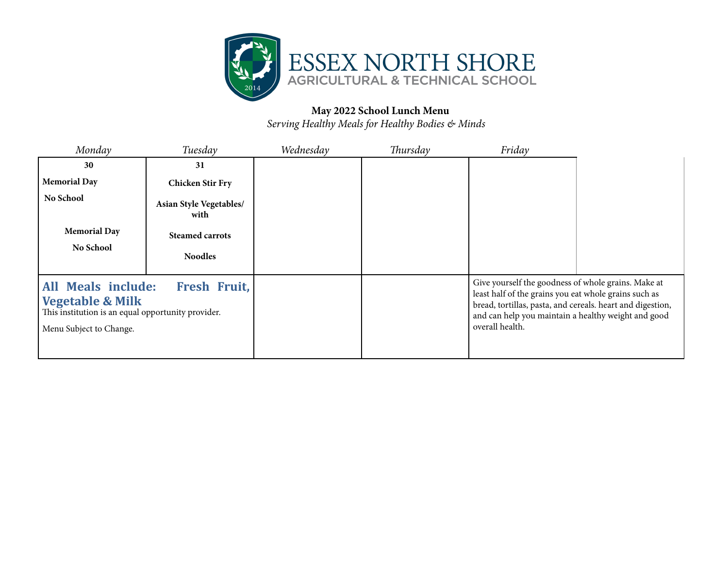**ESSEX NORTH SHORE**
AGRICULTURAL & TECHNICAL SCHOOL

**May 2022 School Lunch Menu**

*Serving Healthy Meals for Healthy Bodies & Minds*

| *Monday* | *Tuesday* | *Wednesday* | *Thursday* | *Friday* | |
|---|---|---|---|---|---|
| **30**<br>**Memorial Day**<br>**No School**<br>**Memorial Day**<br>**No School** | **31**<br>**Chicken Stir Fry**<br>**Asian Style Vegetables/ with**<br>**Steamed carrots**<br>**Noodles** | | | | |
| **All Meals include: Fresh Fruit, Vegetable & Milk**<br>This institution is an equal opportunity provider.<br>Menu Subject to Change. | | | | Give yourself the goodness of whole grains. Make at least half of the grains you eat whole grains such as bread, tortillas, pasta, and cereals. heart and digestion, and can help you maintain a healthy weight and good overall health. | |